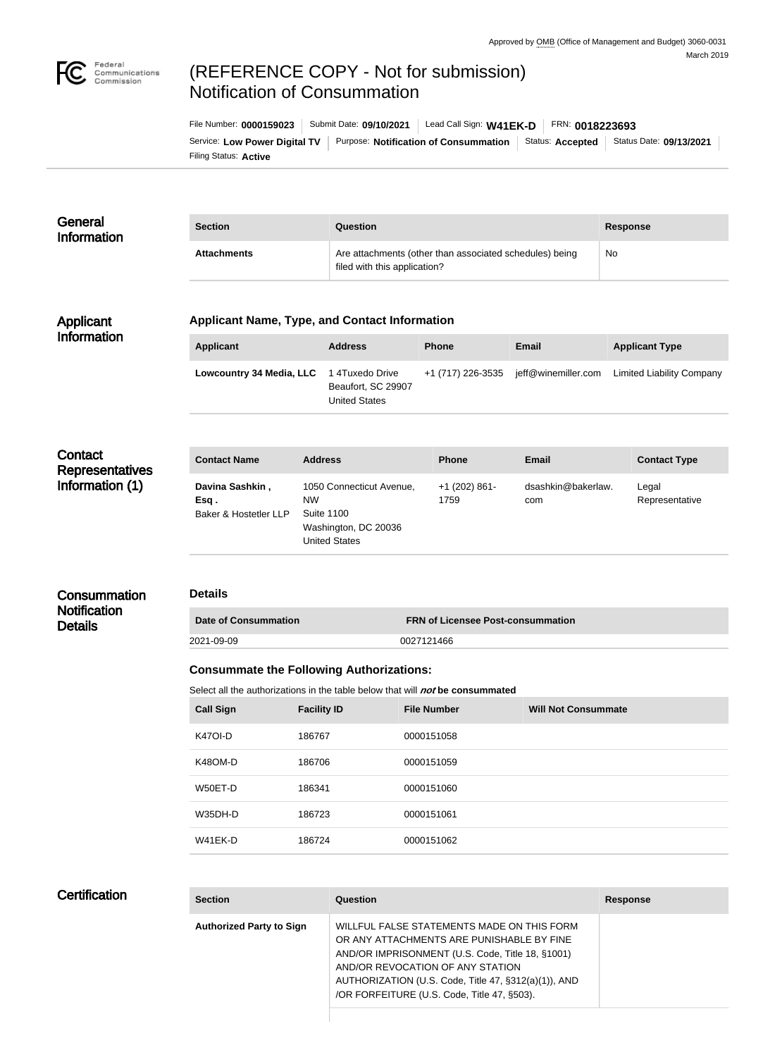Approved by OMB (Office of Management and Budget) 3060-0031
March 2019

# (REFERENCE COPY - Not for submission) Notification of Consummation

File Number: **0000159023** | Submit Date: **09/10/2021** | Lead Call Sign: **W41EK-D** | FRN: **0018223693**

Service: **Low Power Digital TV** | Purpose: **Notification of Consummation** | Status: **Accepted** | Status Date: **09/13/2021**

Filing Status: **Active**

## General Information

| Section | Question | Response |
| --- | --- | --- |
| **Attachments** | Are attachments (other than associated schedules) being filed with this application? | No |

## Applicant Information

### Applicant Name, Type, and Contact Information

| Applicant | Address | Phone | Email | Applicant Type |
| --- | --- | --- | --- | --- |
| **Lowcountry 34 Media, LLC** | 1 4Tuxedo Drive<br>Beaufort, SC 29907<br>United States | +1 (717) 226-3535 | jeff@winemiller.com | Limited Liability Company |

## Contact Representatives Information (1)

| Contact Name | Address | Phone | Email | Contact Type |
| --- | --- | --- | --- | --- |
| **Davina Sashkin , Esq .**<br>Baker & Hostetler LLP | 1050 Connecticut Avenue, NW<br>Suite 1100<br>Washington, DC 20036<br>United States | +1 (202) 861-1759 | dsashkin@bakerlaw.com | Legal Representative |

## Consummation Notification Details

### Details

| Date of Consummation | FRN of Licensee Post-consummation |
| --- | --- |
| 2021-09-09 | 0027121466 |

### Consummate the Following Authorizations:

Select all the authorizations in the table below that will ***not*** **be consummated**

| Call Sign | Facility ID | File Number | Will Not Consummate |
| --- | --- | --- | --- |
| K47OI-D | 186767 | 0000151058 | |
| K48OM-D | 186706 | 0000151059 | |
| W50ET-D | 186341 | 0000151060 | |
| W35DH-D | 186723 | 0000151061 | |
| W41EK-D | 186724 | 0000151062 | |

## Certification

| Section | Question | Response |
| --- | --- | --- |
| **Authorized Party to Sign** | WILLFUL FALSE STATEMENTS MADE ON THIS FORM OR ANY ATTACHMENTS ARE PUNISHABLE BY FINE AND/OR IMPRISONMENT (U.S. Code, Title 18, §1001) AND/OR REVOCATION OF ANY STATION AUTHORIZATION (U.S. Code, Title 47, §312(a)(1)), AND /OR FORFEITURE (U.S. Code, Title 47, §503). | |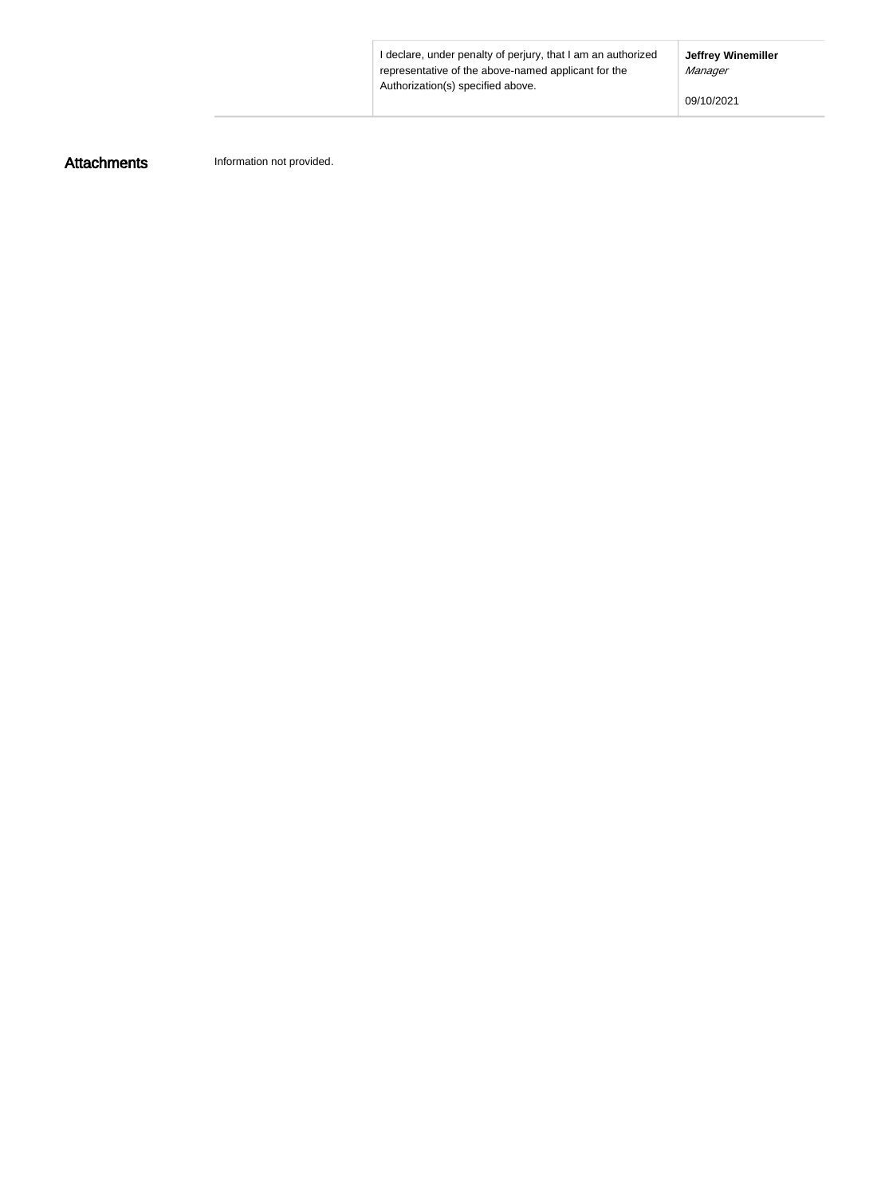| | | |
|---|---|---|
| | I declare, under penalty of perjury, that I am an authorized representative of the above-named applicant for the Authorization(s) specified above. | **Jeffrey Winemiller**<br>*Manager*<br><br>09/10/2021 |

## Attachments

Information not provided.